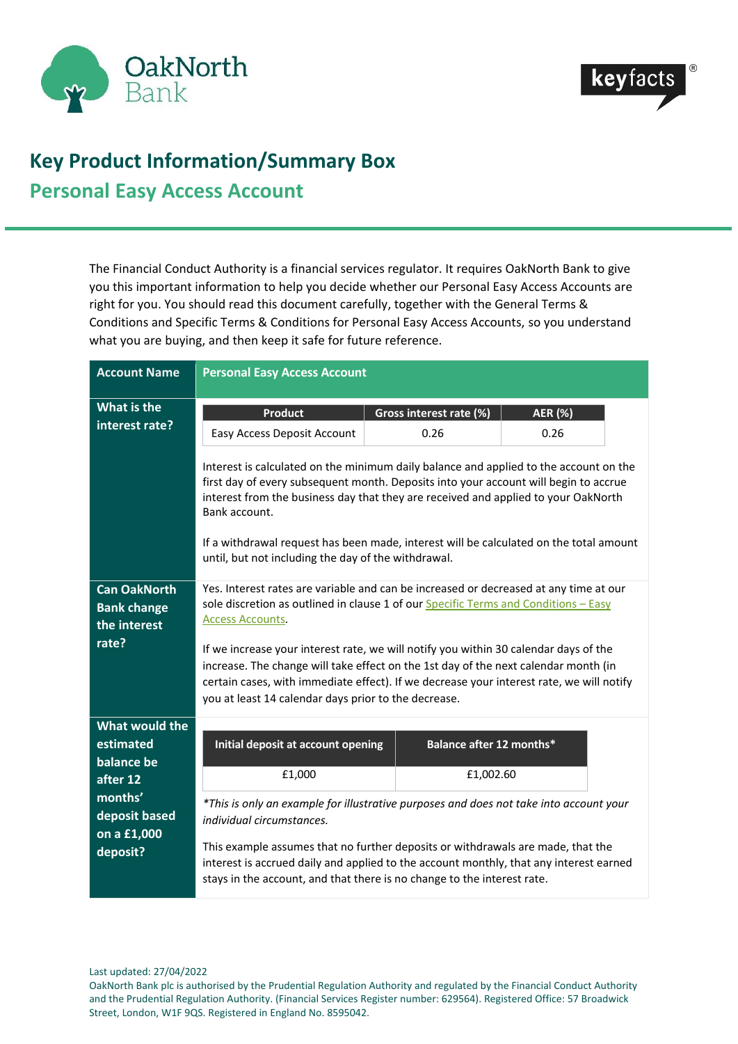OakNorth Bank

keyfacts®

# Key Product Information/Summary Box

## Personal Easy Access Account

The Financial Conduct Authority is a financial services regulator. It requires OakNorth Bank to give you this important information to help you decide whether our Personal Easy Access Accounts are right for you. You should read this document carefully, together with the General Terms & Conditions and Specific Terms & Conditions for Personal Easy Access Accounts, so you understand what you are buying, and then keep it safe for future reference.

| **Account Name** | **Personal Easy Access Account** |
|---|---|
| **What is the interest rate?** | Product: Easy Access Deposit Account — Gross interest rate (%): 0.26 — AER (%): 0.26<br><br>Interest is calculated on the minimum daily balance and applied to the account on the first day of every subsequent month. Deposits into your account will begin to accrue interest from the business day that they are received and applied to your OakNorth Bank account.<br><br>If a withdrawal request has been made, interest will be calculated on the total amount until, but not including the day of the withdrawal. |
| **Can OakNorth Bank change the interest rate?** | Yes. Interest rates are variable and can be increased or decreased at any time at our sole discretion as outlined in clause 1 of our Specific Terms and Conditions – Easy Access Accounts.<br><br>If we increase your interest rate, we will notify you within 30 calendar days of the increase. The change will take effect on the 1st day of the next calendar month (in certain cases, with immediate effect). If we decrease your interest rate, we will notify you at least 14 calendar days prior to the decrease. |
| **What would the estimated balance be after 12 months' deposit based on a £1,000 deposit?** | Initial deposit at account opening: £1,000 — Balance after 12 months*: £1,002.60<br><br>*\*This is only an example for illustrative purposes and does not take into account your individual circumstances.*<br><br>This example assumes that no further deposits or withdrawals are made, that the interest is accrued daily and applied to the account monthly, that any interest earned stays in the account, and that there is no change to the interest rate. |

Last updated: 27/04/2022

OakNorth Bank plc is authorised by the Prudential Regulation Authority and regulated by the Financial Conduct Authority and the Prudential Regulation Authority. (Financial Services Register number: 629564). Registered Office: 57 Broadwick Street, London, W1F 9QS. Registered in England No. 8595042.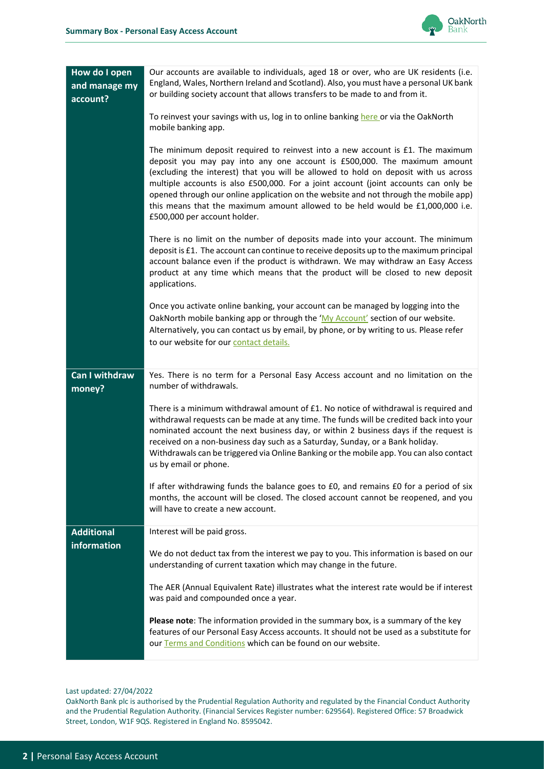| | |
|---|---|
| **How do I open and manage my account?** | Our accounts are available to individuals, aged 18 or over, who are UK residents (i.e. England, Wales, Northern Ireland and Scotland). Also, you must have a personal UK bank or building society account that allows transfers to be made to and from it.<br><br>To reinvest your savings with us, log in to online banking here or via the OakNorth mobile banking app.<br><br>The minimum deposit required to reinvest into a new account is £1. The maximum deposit you may pay into any one account is £500,000. The maximum amount (excluding the interest) that you will be allowed to hold on deposit with us across multiple accounts is also £500,000. For a joint account (joint accounts can only be opened through our online application on the website and not through the mobile app) this means that the maximum amount allowed to be held would be £1,000,000 i.e. £500,000 per account holder.<br><br>There is no limit on the number of deposits made into your account. The minimum deposit is £1. The account can continue to receive deposits up to the maximum principal account balance even if the product is withdrawn. We may withdraw an Easy Access product at any time which means that the product will be closed to new deposit applications.<br><br>Once you activate online banking, your account can be managed by logging into the OakNorth mobile banking app or through the 'My Account' section of our website. Alternatively, you can contact us by email, by phone, or by writing to us. Please refer to our website for our contact details. |
| **Can I withdraw money?** | Yes. There is no term for a Personal Easy Access account and no limitation on the number of withdrawals.<br><br>There is a minimum withdrawal amount of £1. No notice of withdrawal is required and withdrawal requests can be made at any time. The funds will be credited back into your nominated account the next business day, or within 2 business days if the request is received on a non-business day such as a Saturday, Sunday, or a Bank holiday. Withdrawals can be triggered via Online Banking or the mobile app. You can also contact us by email or phone.<br><br>If after withdrawing funds the balance goes to £0, and remains £0 for a period of six months, the account will be closed. The closed account cannot be reopened, and you will have to create a new account. |
| **Additional information** | Interest will be paid gross.<br><br>We do not deduct tax from the interest we pay to you. This information is based on our understanding of current taxation which may change in the future.<br><br>The AER (Annual Equivalent Rate) illustrates what the interest rate would be if interest was paid and compounded once a year.<br><br>**Please note**: The information provided in the summary box, is a summary of the key features of our Personal Easy Access accounts. It should not be used as a substitute for our Terms and Conditions which can be found on our website. |

Last updated: 27/04/2022

OakNorth Bank plc is authorised by the Prudential Regulation Authority and regulated by the Financial Conduct Authority and the Prudential Regulation Authority. (Financial Services Register number: 629564). Registered Office: 57 Broadwick Street, London, W1F 9QS. Registered in England No. 8595042.